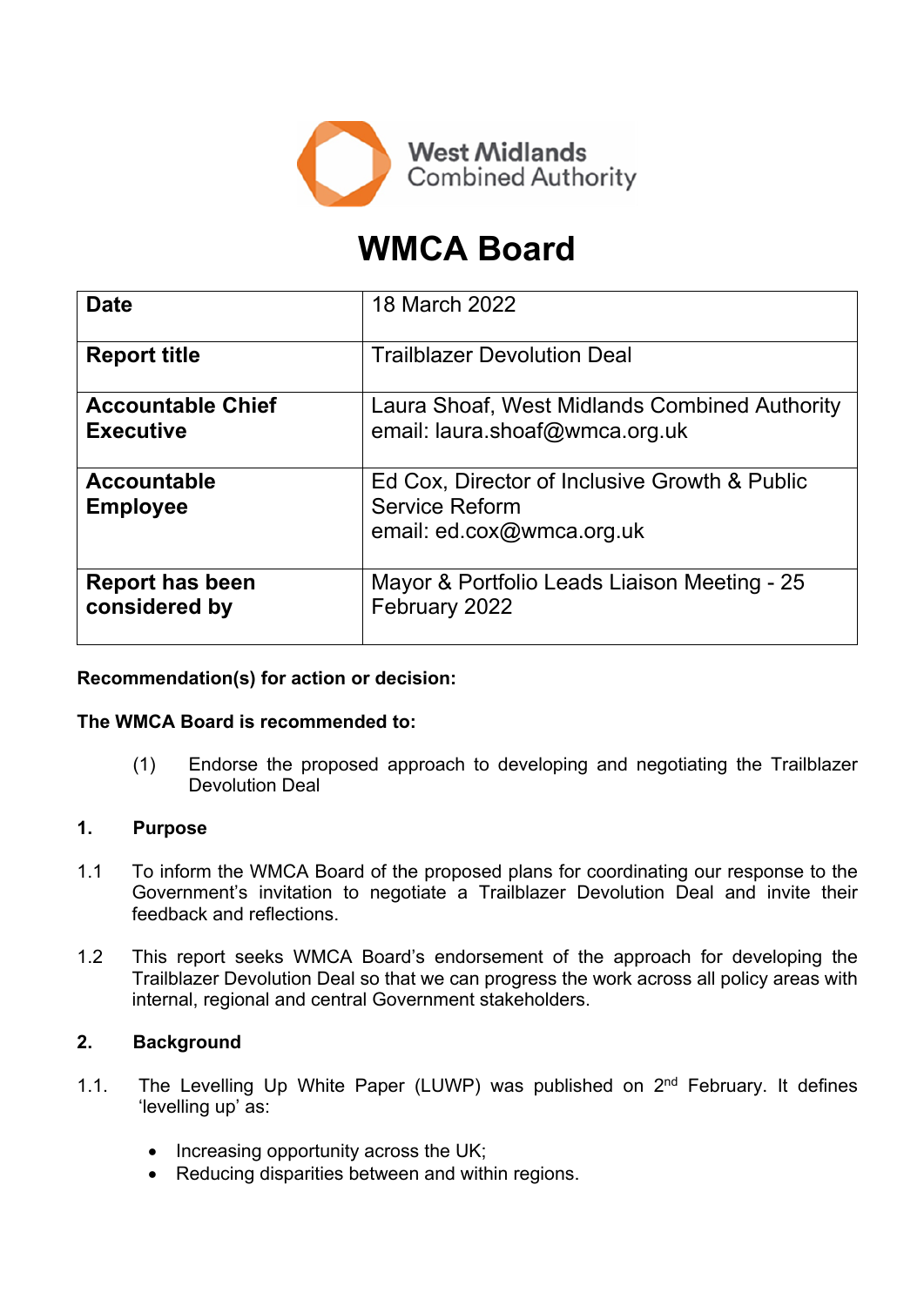West Midlands Combined Authority

# WMCA Board

| Date | 18 March 2022 |
|---|---|
| **Report title** | Trailblazer Devolution Deal |
| **Accountable Chief Executive** | Laura Shoaf, West Midlands Combined Authority<br>email: laura.shoaf@wmca.org.uk |
| **Accountable Employee** | Ed Cox, Director of Inclusive Growth & Public Service Reform<br>email: ed.cox@wmca.org.uk |
| **Report has been considered by** | Mayor & Portfolio Leads Liaison Meeting - 25 February 2022 |

**Recommendation(s) for action or decision:**

**The WMCA Board is recommended to:**

(1) Endorse the proposed approach to developing and negotiating the Trailblazer Devolution Deal

## 1. Purpose

1.1 To inform the WMCA Board of the proposed plans for coordinating our response to the Government's invitation to negotiate a Trailblazer Devolution Deal and invite their feedback and reflections.

1.2 This report seeks WMCA Board's endorsement of the approach for developing the Trailblazer Devolution Deal so that we can progress the work across all policy areas with internal, regional and central Government stakeholders.

## 2. Background

1.1. The Levelling Up White Paper (LUWP) was published on 2nd February. It defines 'levelling up' as:

- Increasing opportunity across the UK;
- Reducing disparities between and within regions.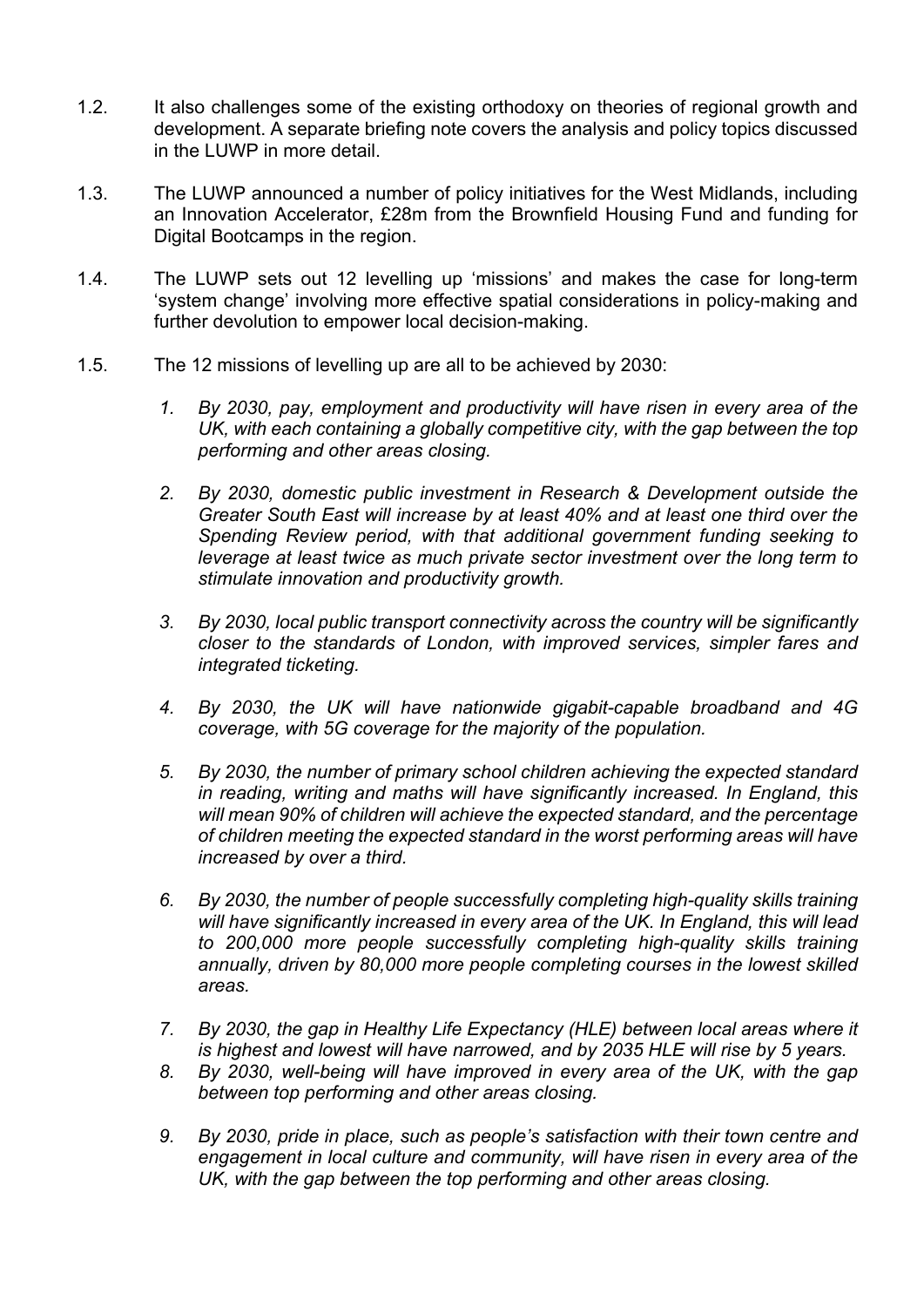1.2. It also challenges some of the existing orthodoxy on theories of regional growth and development. A separate briefing note covers the analysis and policy topics discussed in the LUWP in more detail.

1.3. The LUWP announced a number of policy initiatives for the West Midlands, including an Innovation Accelerator, £28m from the Brownfield Housing Fund and funding for Digital Bootcamps in the region.

1.4. The LUWP sets out 12 levelling up 'missions' and makes the case for long-term 'system change' involving more effective spatial considerations in policy-making and further devolution to empower local decision-making.

1.5. The 12 missions of levelling up are all to be achieved by 2030:

1. *By 2030, pay, employment and productivity will have risen in every area of the UK, with each containing a globally competitive city, with the gap between the top performing and other areas closing.*

2. *By 2030, domestic public investment in Research & Development outside the Greater South East will increase by at least 40% and at least one third over the Spending Review period, with that additional government funding seeking to leverage at least twice as much private sector investment over the long term to stimulate innovation and productivity growth.*

3. *By 2030, local public transport connectivity across the country will be significantly closer to the standards of London, with improved services, simpler fares and integrated ticketing.*

4. *By 2030, the UK will have nationwide gigabit-capable broadband and 4G coverage, with 5G coverage for the majority of the population.*

5. *By 2030, the number of primary school children achieving the expected standard in reading, writing and maths will have significantly increased. In England, this will mean 90% of children will achieve the expected standard, and the percentage of children meeting the expected standard in the worst performing areas will have increased by over a third.*

6. *By 2030, the number of people successfully completing high-quality skills training will have significantly increased in every area of the UK. In England, this will lead to 200,000 more people successfully completing high-quality skills training annually, driven by 80,000 more people completing courses in the lowest skilled areas.*

7. *By 2030, the gap in Healthy Life Expectancy (HLE) between local areas where it is highest and lowest will have narrowed, and by 2035 HLE will rise by 5 years.*

8. *By 2030, well-being will have improved in every area of the UK, with the gap between top performing and other areas closing.*

9. *By 2030, pride in place, such as people's satisfaction with their town centre and engagement in local culture and community, will have risen in every area of the UK, with the gap between the top performing and other areas closing.*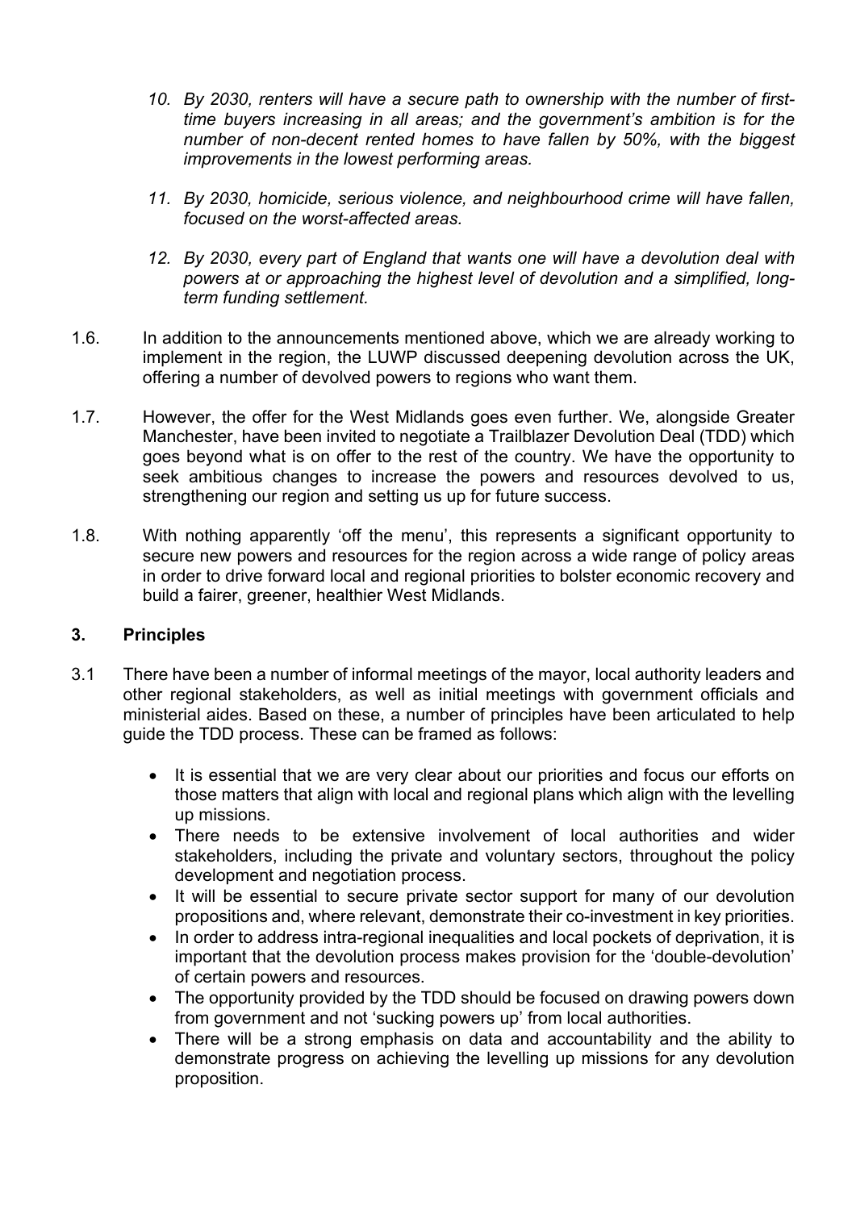*10. By 2030, renters will have a secure path to ownership with the number of first-time buyers increasing in all areas; and the government's ambition is for the number of non-decent rented homes to have fallen by 50%, with the biggest improvements in the lowest performing areas.*

*11. By 2030, homicide, serious violence, and neighbourhood crime will have fallen, focused on the worst-affected areas.*

*12. By 2030, every part of England that wants one will have a devolution deal with powers at or approaching the highest level of devolution and a simplified, long-term funding settlement.*

1.6. In addition to the announcements mentioned above, which we are already working to implement in the region, the LUWP discussed deepening devolution across the UK, offering a number of devolved powers to regions who want them.

1.7. However, the offer for the West Midlands goes even further. We, alongside Greater Manchester, have been invited to negotiate a Trailblazer Devolution Deal (TDD) which goes beyond what is on offer to the rest of the country. We have the opportunity to seek ambitious changes to increase the powers and resources devolved to us, strengthening our region and setting us up for future success.

1.8. With nothing apparently 'off the menu', this represents a significant opportunity to secure new powers and resources for the region across a wide range of policy areas in order to drive forward local and regional priorities to bolster economic recovery and build a fairer, greener, healthier West Midlands.

## 3. Principles

3.1 There have been a number of informal meetings of the mayor, local authority leaders and other regional stakeholders, as well as initial meetings with government officials and ministerial aides. Based on these, a number of principles have been articulated to help guide the TDD process. These can be framed as follows:

- It is essential that we are very clear about our priorities and focus our efforts on those matters that align with local and regional plans which align with the levelling up missions.
- There needs to be extensive involvement of local authorities and wider stakeholders, including the private and voluntary sectors, throughout the policy development and negotiation process.
- It will be essential to secure private sector support for many of our devolution propositions and, where relevant, demonstrate their co-investment in key priorities.
- In order to address intra-regional inequalities and local pockets of deprivation, it is important that the devolution process makes provision for the 'double-devolution' of certain powers and resources.
- The opportunity provided by the TDD should be focused on drawing powers down from government and not 'sucking powers up' from local authorities.
- There will be a strong emphasis on data and accountability and the ability to demonstrate progress on achieving the levelling up missions for any devolution proposition.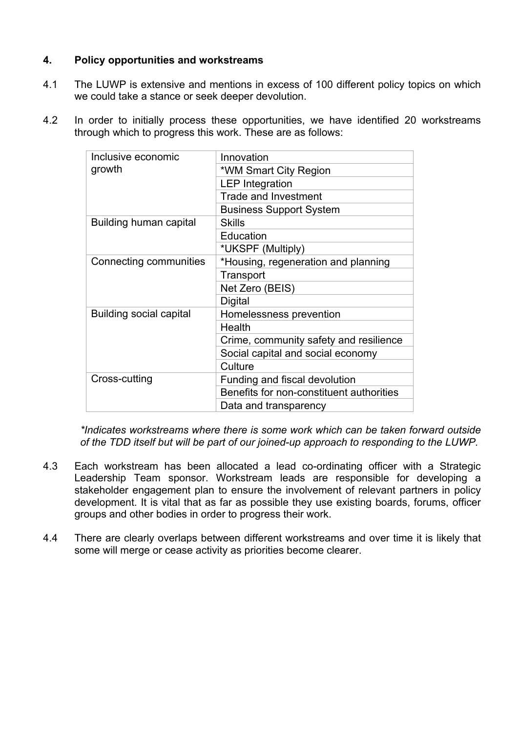## 4. Policy opportunities and workstreams

4.1 The LUWP is extensive and mentions in excess of 100 different policy topics on which we could take a stance or seek deeper devolution.

4.2 In order to initially process these opportunities, we have identified 20 workstreams through which to progress this work. These are as follows:

| | |
|---|---|
| Inclusive economic growth | Innovation |
| | *WM Smart City Region |
| | LEP Integration |
| | Trade and Investment |
| | Business Support System |
| Building human capital | Skills |
| | Education |
| | *UKSPF (Multiply) |
| Connecting communities | *Housing, regeneration and planning |
| | Transport |
| | Net Zero (BEIS) |
| | Digital |
| Building social capital | Homelessness prevention |
| | Health |
| | Crime, community safety and resilience |
| | Social capital and social economy |
| | Culture |
| Cross-cutting | Funding and fiscal devolution |
| | Benefits for non-constituent authorities |
| | Data and transparency |

*\*Indicates workstreams where there is some work which can be taken forward outside of the TDD itself but will be part of our joined-up approach to responding to the LUWP.*

4.3 Each workstream has been allocated a lead co-ordinating officer with a Strategic Leadership Team sponsor. Workstream leads are responsible for developing a stakeholder engagement plan to ensure the involvement of relevant partners in policy development. It is vital that as far as possible they use existing boards, forums, officer groups and other bodies in order to progress their work.

4.4 There are clearly overlaps between different workstreams and over time it is likely that some will merge or cease activity as priorities become clearer.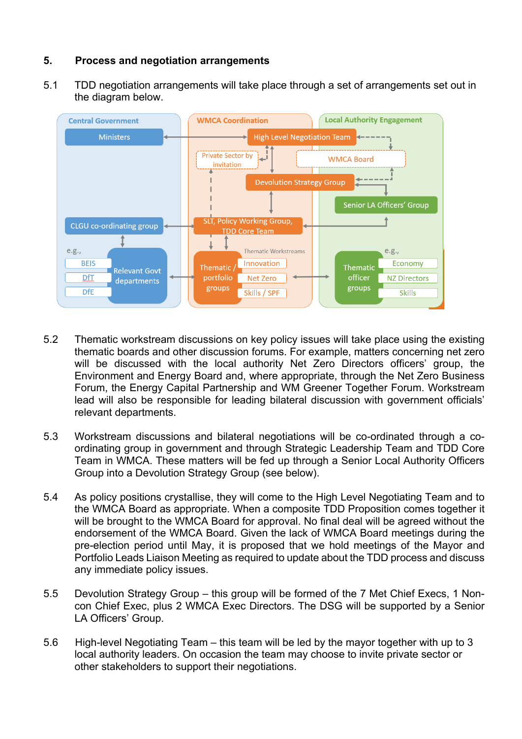## 5. Process and negotiation arrangements

5.1 TDD negotiation arrangements will take place through a set of arrangements set out in the diagram below.

5.2 Thematic workstream discussions on key policy issues will take place using the existing thematic boards and other discussion forums. For example, matters concerning net zero will be discussed with the local authority Net Zero Directors officers' group, the Environment and Energy Board and, where appropriate, through the Net Zero Business Forum, the Energy Capital Partnership and WM Greener Together Forum. Workstream lead will also be responsible for leading bilateral discussion with government officials' relevant departments.

5.3 Workstream discussions and bilateral negotiations will be co-ordinated through a co-ordinating group in government and through Strategic Leadership Team and TDD Core Team in WMCA. These matters will be fed up through a Senior Local Authority Officers Group into a Devolution Strategy Group (see below).

5.4 As policy positions crystallise, they will come to the High Level Negotiating Team and to the WMCA Board as appropriate. When a composite TDD Proposition comes together it will be brought to the WMCA Board for approval. No final deal will be agreed without the endorsement of the WMCA Board. Given the lack of WMCA Board meetings during the pre-election period until May, it is proposed that we hold meetings of the Mayor and Portfolio Leads Liaison Meeting as required to update about the TDD process and discuss any immediate policy issues.

5.5 Devolution Strategy Group – this group will be formed of the 7 Met Chief Execs, 1 Non-con Chief Exec, plus 2 WMCA Exec Directors. The DSG will be supported by a Senior LA Officers' Group.

5.6 High-level Negotiating Team – this team will be led by the mayor together with up to 3 local authority leaders. On occasion the team may choose to invite private sector or other stakeholders to support their negotiations.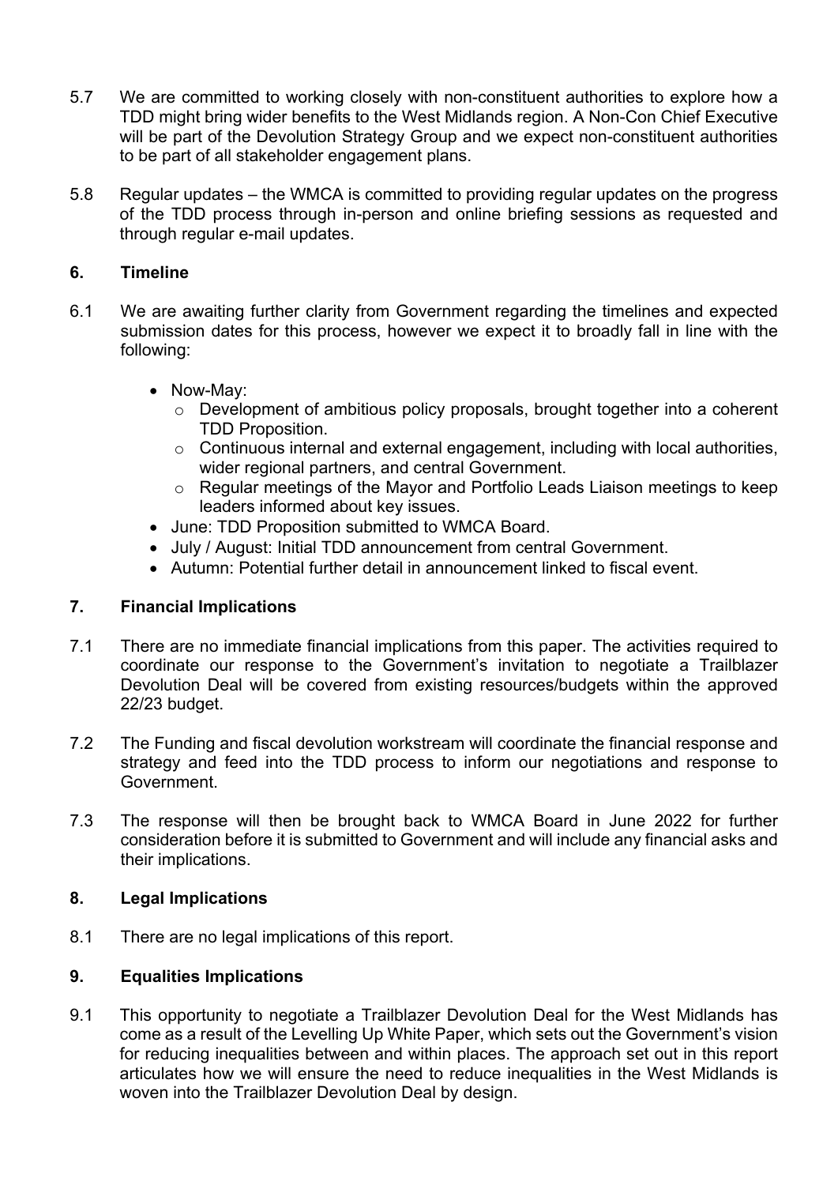5.7 We are committed to working closely with non-constituent authorities to explore how a TDD might bring wider benefits to the West Midlands region. A Non-Con Chief Executive will be part of the Devolution Strategy Group and we expect non-constituent authorities to be part of all stakeholder engagement plans.

5.8 Regular updates – the WMCA is committed to providing regular updates on the progress of the TDD process through in-person and online briefing sessions as requested and through regular e-mail updates.

## 6. Timeline

6.1 We are awaiting further clarity from Government regarding the timelines and expected submission dates for this process, however we expect it to broadly fall in line with the following:

- Now-May:
  - Development of ambitious policy proposals, brought together into a coherent TDD Proposition.
  - Continuous internal and external engagement, including with local authorities, wider regional partners, and central Government.
  - Regular meetings of the Mayor and Portfolio Leads Liaison meetings to keep leaders informed about key issues.
- June: TDD Proposition submitted to WMCA Board.
- July / August: Initial TDD announcement from central Government.
- Autumn: Potential further detail in announcement linked to fiscal event.

## 7. Financial Implications

7.1 There are no immediate financial implications from this paper. The activities required to coordinate our response to the Government's invitation to negotiate a Trailblazer Devolution Deal will be covered from existing resources/budgets within the approved 22/23 budget.

7.2 The Funding and fiscal devolution workstream will coordinate the financial response and strategy and feed into the TDD process to inform our negotiations and response to Government.

7.3 The response will then be brought back to WMCA Board in June 2022 for further consideration before it is submitted to Government and will include any financial asks and their implications.

## 8. Legal Implications

8.1 There are no legal implications of this report.

## 9. Equalities Implications

9.1 This opportunity to negotiate a Trailblazer Devolution Deal for the West Midlands has come as a result of the Levelling Up White Paper, which sets out the Government's vision for reducing inequalities between and within places. The approach set out in this report articulates how we will ensure the need to reduce inequalities in the West Midlands is woven into the Trailblazer Devolution Deal by design.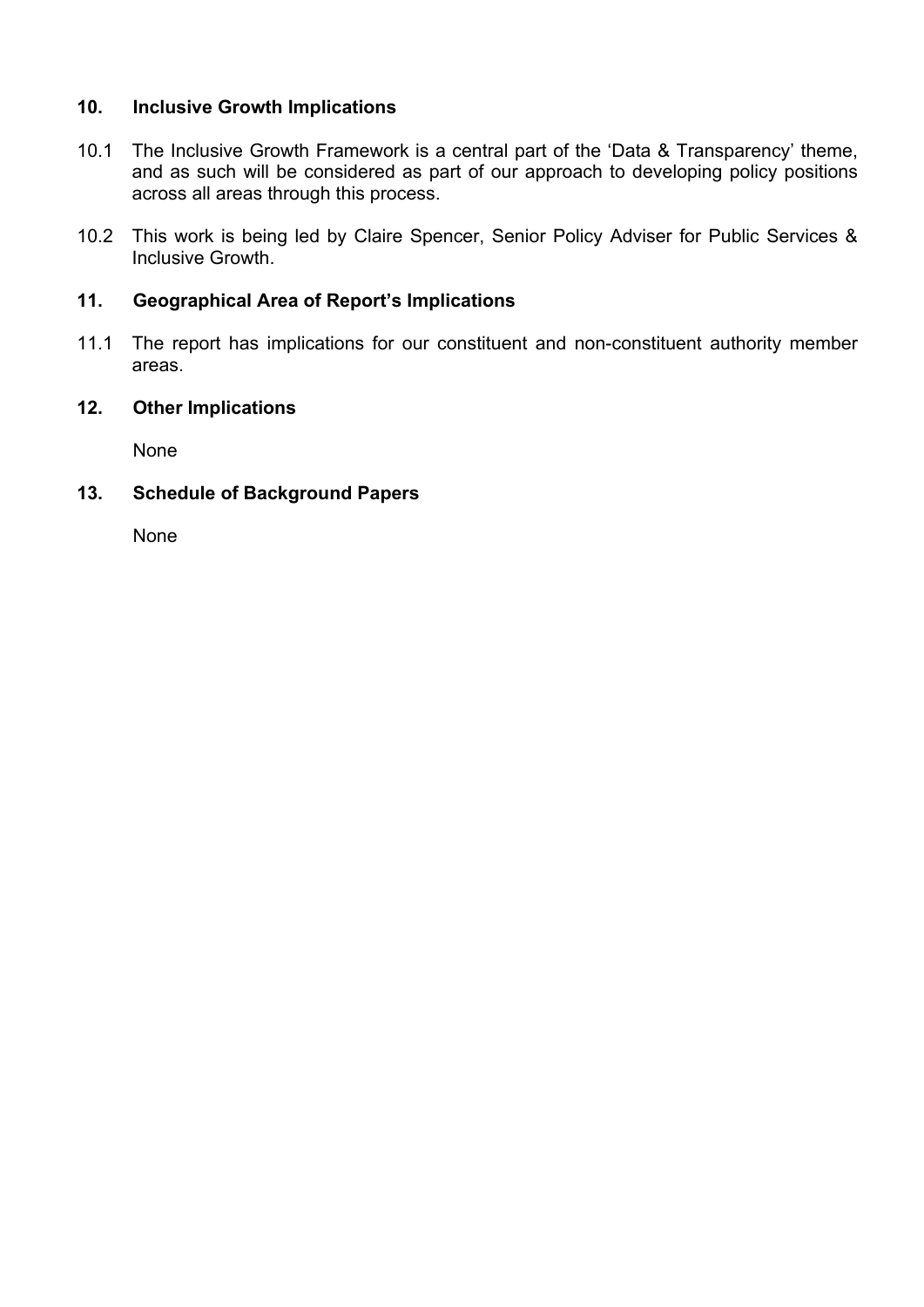## 10. Inclusive Growth Implications

10.1 The Inclusive Growth Framework is a central part of the 'Data & Transparency' theme, and as such will be considered as part of our approach to developing policy positions across all areas through this process.

10.2 This work is being led by Claire Spencer, Senior Policy Adviser for Public Services & Inclusive Growth.

## 11. Geographical Area of Report's Implications

11.1 The report has implications for our constituent and non-constituent authority member areas.

## 12. Other Implications

None

## 13. Schedule of Background Papers

None